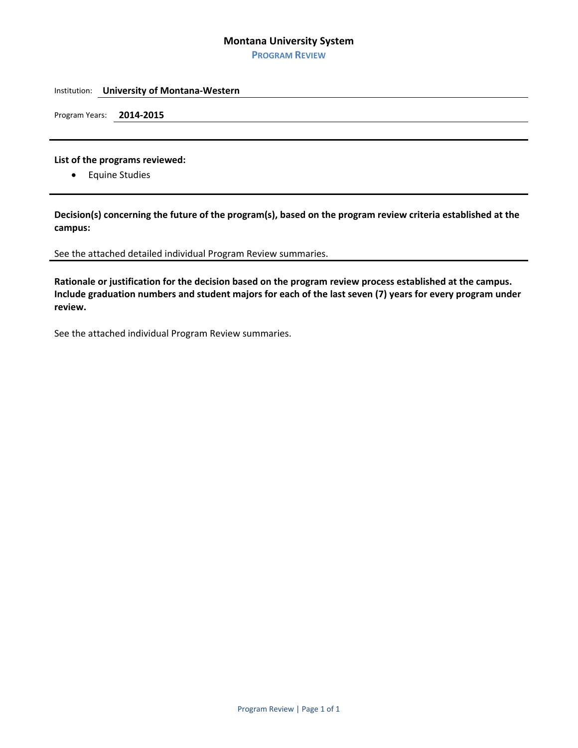# Montana University System

## PROGRAM REVIEW

Institution: **University of Montana-Western**

Program Years: **2014-2015**

---

**List of the programs reviewed:**

- Equine Studies

---

**Decision(s) concerning the future of the program(s), based on the program review criteria established at the campus:**

See the attached detailed individual Program Review summaries.

---

**Rationale or justification for the decision based on the program review process established at the campus. Include graduation numbers and student majors for each of the last seven (7) years for every program under review.**

See the attached individual Program Review summaries.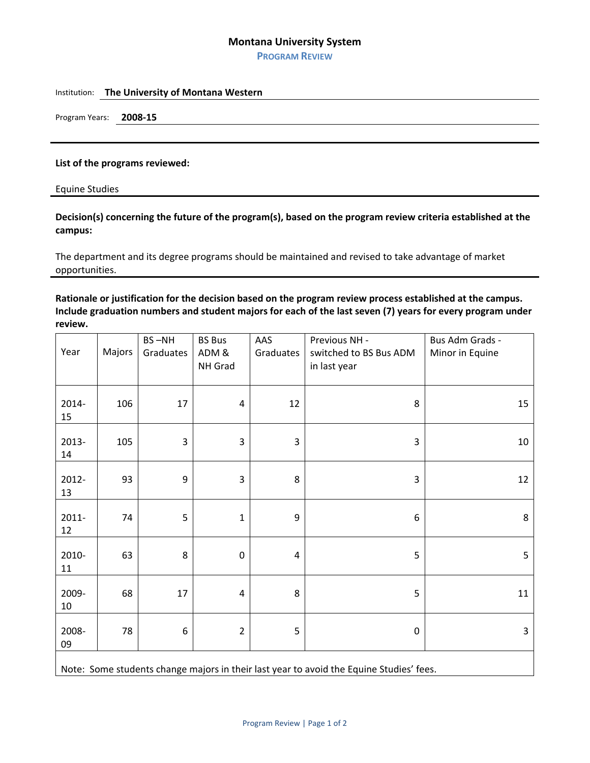# Montana University System

## PROGRAM REVIEW

Institution: **The University of Montana Western**

Program Years: **2008-15**

---

**List of the programs reviewed:**

Equine Studies

---

**Decision(s) concerning the future of the program(s), based on the program review criteria established at the campus:**

The department and its degree programs should be maintained and revised to take advantage of market opportunities.

---

**Rationale or justification for the decision based on the program review process established at the campus. Include graduation numbers and student majors for each of the last seven (7) years for every program under review.**

| Year | Majors | BS –NH Graduates | BS Bus ADM & NH Grad | AAS Graduates | Previous NH - switched to BS Bus ADM in last year | Bus Adm Grads - Minor in Equine |
|---|---|---|---|---|---|---|
| 2014-15 | 106 | 17 | 4 | 12 | 8 | 15 |
| 2013-14 | 105 | 3 | 3 | 3 | 3 | 10 |
| 2012-13 | 93 | 9 | 3 | 8 | 3 | 12 |
| 2011-12 | 74 | 5 | 1 | 9 | 6 | 8 |
| 2010-11 | 63 | 8 | 0 | 4 | 5 | 5 |
| 2009-10 | 68 | 17 | 4 | 8 | 5 | 11 |
| 2008-09 | 78 | 6 | 2 | 5 | 0 | 3 |

Note: Some students change majors in their last year to avoid the Equine Studies' fees.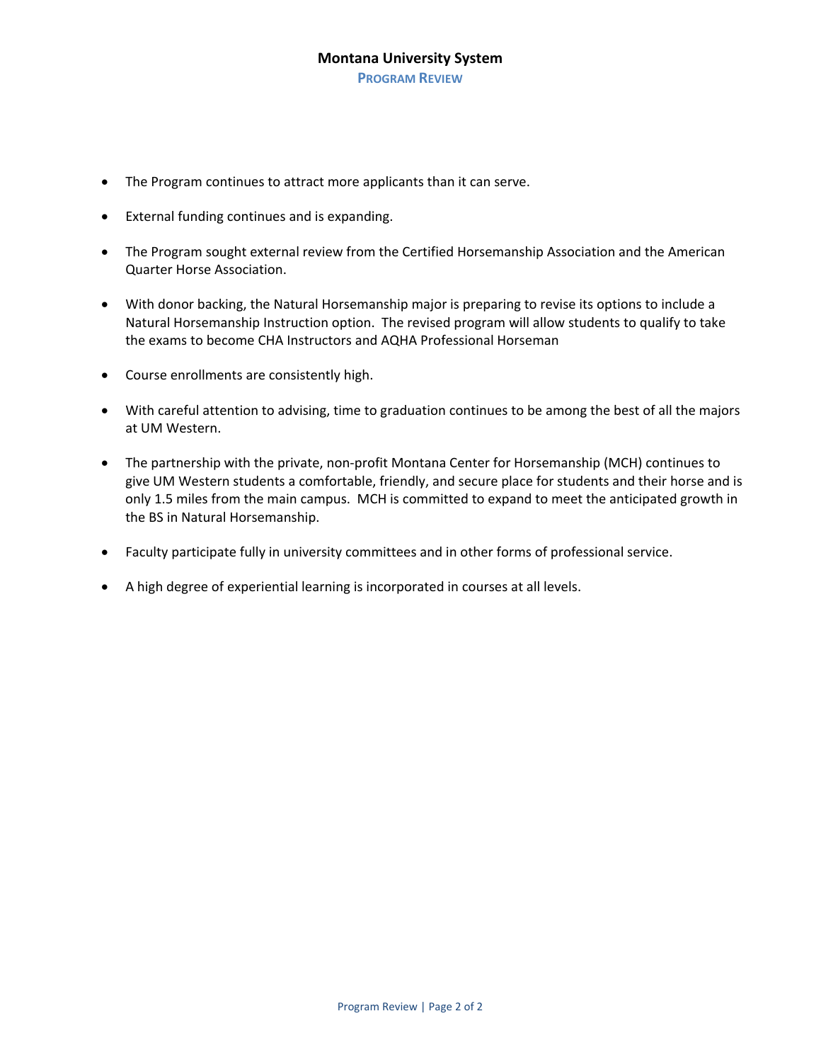- The Program continues to attract more applicants than it can serve.

- External funding continues and is expanding.

- The Program sought external review from the Certified Horsemanship Association and the American Quarter Horse Association.

- With donor backing, the Natural Horsemanship major is preparing to revise its options to include a Natural Horsemanship Instruction option. The revised program will allow students to qualify to take the exams to become CHA Instructors and AQHA Professional Horseman

- Course enrollments are consistently high.

- With careful attention to advising, time to graduation continues to be among the best of all the majors at UM Western.

- The partnership with the private, non-profit Montana Center for Horsemanship (MCH) continues to give UM Western students a comfortable, friendly, and secure place for students and their horse and is only 1.5 miles from the main campus. MCH is committed to expand to meet the anticipated growth in the BS in Natural Horsemanship.

- Faculty participate fully in university committees and in other forms of professional service.

- A high degree of experiential learning is incorporated in courses at all levels.